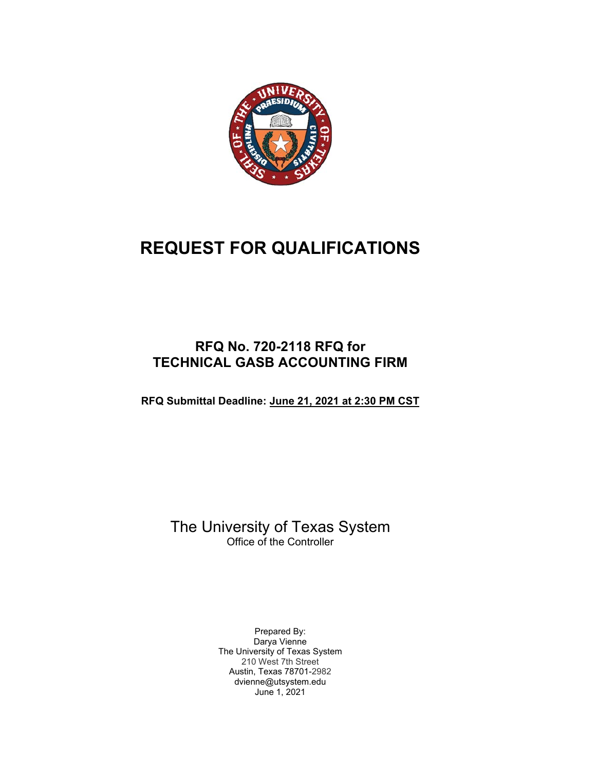# REQUEST FOR QUALIFICATIONS

## RFQ No. 720-2118 RFQ for TECHNICAL GASB ACCOUNTING FIRM

**RFQ Submittal Deadline: June 21, 2021 at 2:30 PM CST**

The University of Texas System
Office of the Controller

Prepared By:
Darya Vienne
The University of Texas System
210 West 7th Street
Austin, Texas 78701-2982
dvienne@utsystem.edu
June 1, 2021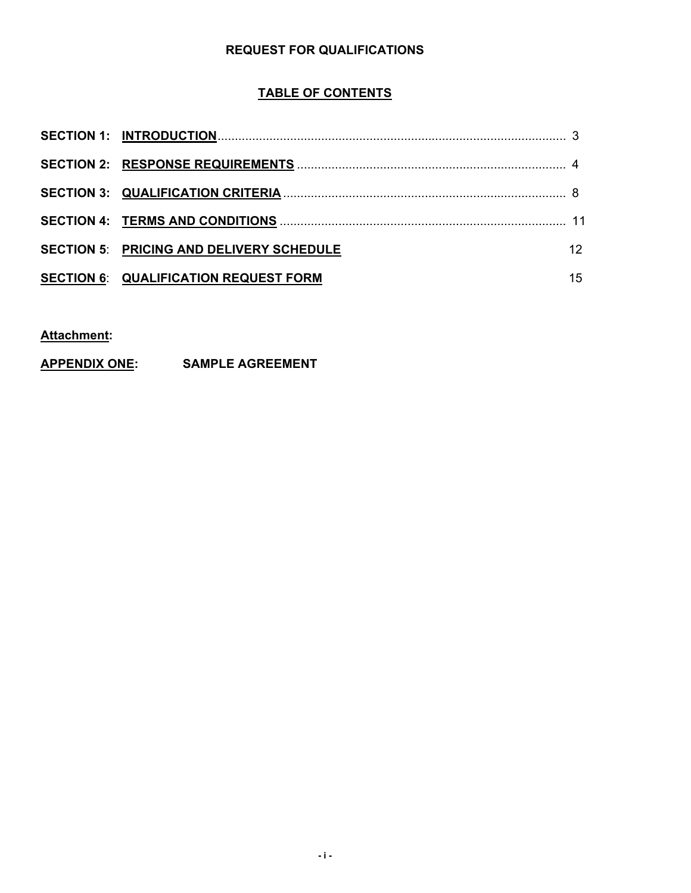**REQUEST FOR QUALIFICATIONS**

**TABLE OF CONTENTS**

| | | |
|---|---|---|
| **SECTION 1:** | **INTRODUCTION** | 3 |
| **SECTION 2:** | **RESPONSE REQUIREMENTS** | 4 |
| **SECTION 3:** | **QUALIFICATION CRITERIA** | 8 |
| **SECTION 4:** | **TERMS AND CONDITIONS** | 11 |
| **SECTION 5**: | **PRICING AND DELIVERY SCHEDULE** | 12 |
| **SECTION 6**: | **QUALIFICATION REQUEST FORM** | 15 |

**Attachment:**

**APPENDIX ONE: SAMPLE AGREEMENT**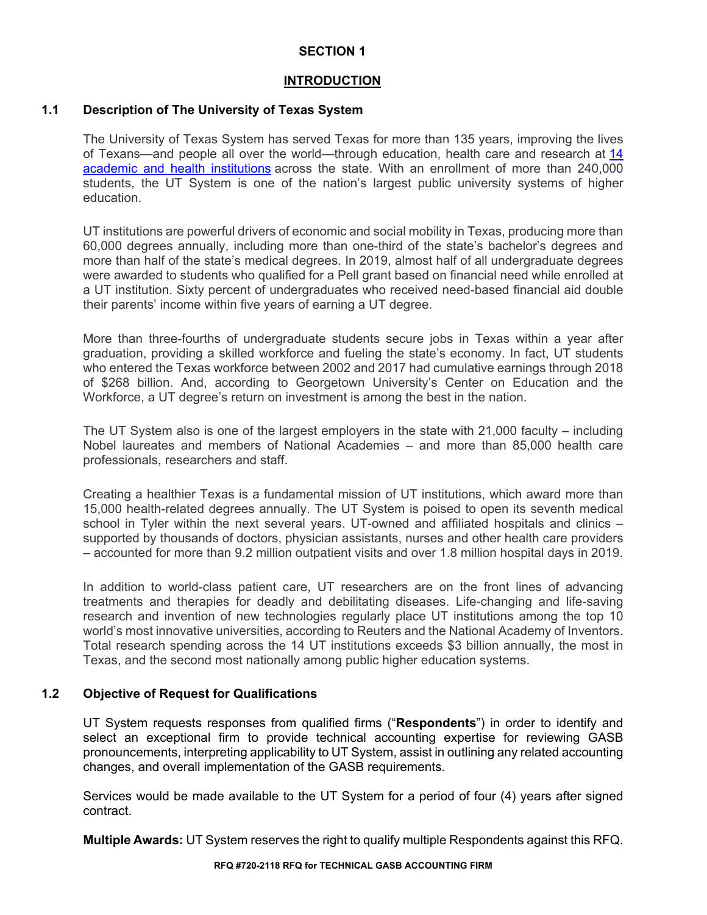# SECTION 1

## INTRODUCTION

### 1.1 Description of The University of Texas System

The University of Texas System has served Texas for more than 135 years, improving the lives of Texans—and people all over the world—through education, health care and research at 14 academic and health institutions across the state. With an enrollment of more than 240,000 students, the UT System is one of the nation's largest public university systems of higher education.

UT institutions are powerful drivers of economic and social mobility in Texas, producing more than 60,000 degrees annually, including more than one-third of the state's bachelor's degrees and more than half of the state's medical degrees. In 2019, almost half of all undergraduate degrees were awarded to students who qualified for a Pell grant based on financial need while enrolled at a UT institution. Sixty percent of undergraduates who received need-based financial aid double their parents' income within five years of earning a UT degree.

More than three-fourths of undergraduate students secure jobs in Texas within a year after graduation, providing a skilled workforce and fueling the state's economy. In fact, UT students who entered the Texas workforce between 2002 and 2017 had cumulative earnings through 2018 of $268 billion. And, according to Georgetown University's Center on Education and the Workforce, a UT degree's return on investment is among the best in the nation.

The UT System also is one of the largest employers in the state with 21,000 faculty – including Nobel laureates and members of National Academies – and more than 85,000 health care professionals, researchers and staff.

Creating a healthier Texas is a fundamental mission of UT institutions, which award more than 15,000 health-related degrees annually. The UT System is poised to open its seventh medical school in Tyler within the next several years. UT-owned and affiliated hospitals and clinics – supported by thousands of doctors, physician assistants, nurses and other health care providers – accounted for more than 9.2 million outpatient visits and over 1.8 million hospital days in 2019.

In addition to world-class patient care, UT researchers are on the front lines of advancing treatments and therapies for deadly and debilitating diseases. Life-changing and life-saving research and invention of new technologies regularly place UT institutions among the top 10 world's most innovative universities, according to Reuters and the National Academy of Inventors. Total research spending across the 14 UT institutions exceeds $3 billion annually, the most in Texas, and the second most nationally among public higher education systems.

### 1.2 Objective of Request for Qualifications

UT System requests responses from qualified firms ("**Respondents**") in order to identify and select an exceptional firm to provide technical accounting expertise for reviewing GASB pronouncements, interpreting applicability to UT System, assist in outlining any related accounting changes, and overall implementation of the GASB requirements.

Services would be made available to the UT System for a period of four (4) years after signed contract.

**Multiple Awards:** UT System reserves the right to qualify multiple Respondents against this RFQ.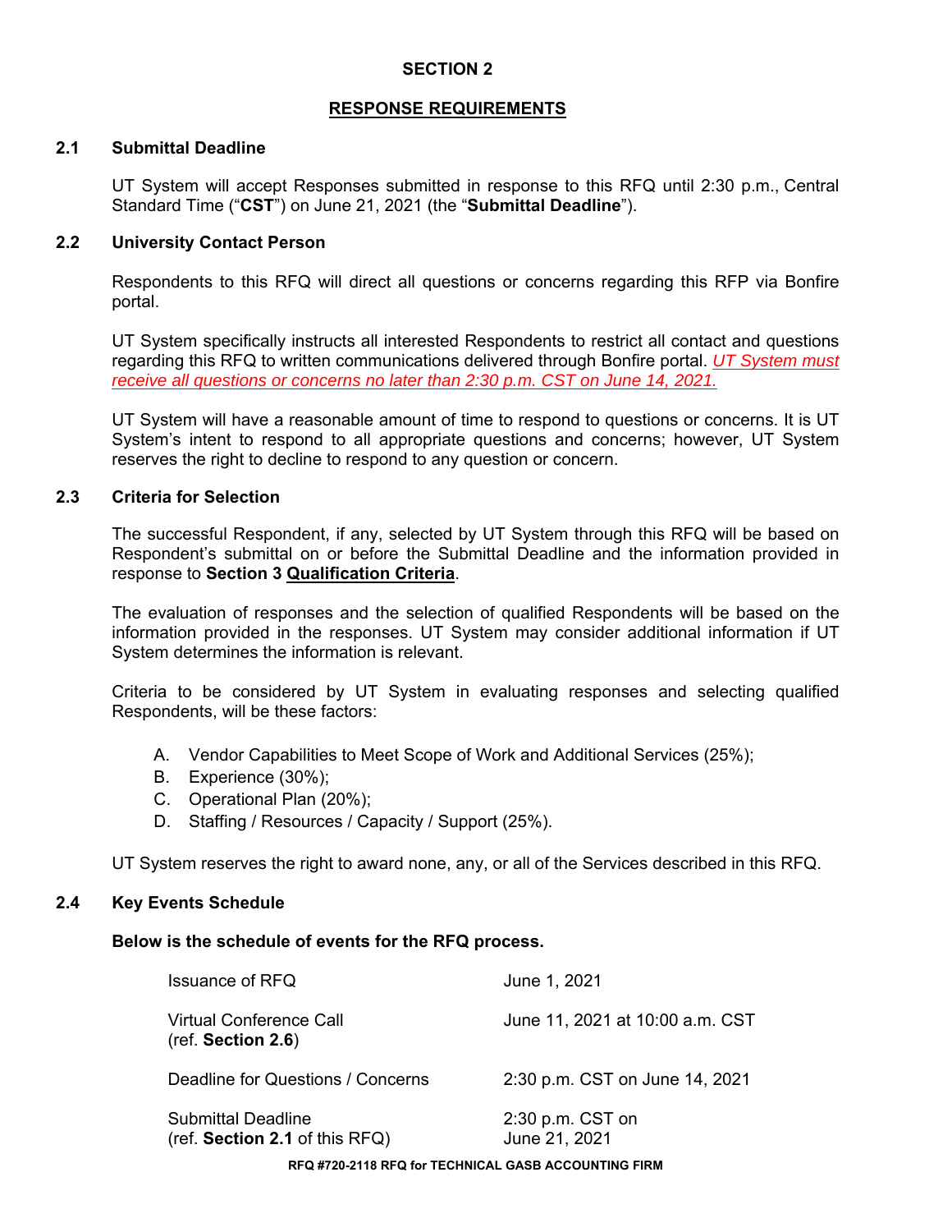## SECTION 2

## RESPONSE REQUIREMENTS

### 2.1 Submittal Deadline

UT System will accept Responses submitted in response to this RFQ until 2:30 p.m., Central Standard Time ("**CST**") on June 21, 2021 (the "**Submittal Deadline**").

### 2.2 University Contact Person

Respondents to this RFQ will direct all questions or concerns regarding this RFP via Bonfire portal.

UT System specifically instructs all interested Respondents to restrict all contact and questions regarding this RFQ to written communications delivered through Bonfire portal. *UT System must receive all questions or concerns no later than 2:30 p.m. CST on June 14, 2021.*

UT System will have a reasonable amount of time to respond to questions or concerns. It is UT System's intent to respond to all appropriate questions and concerns; however, UT System reserves the right to decline to respond to any question or concern.

### 2.3 Criteria for Selection

The successful Respondent, if any, selected by UT System through this RFQ will be based on Respondent's submittal on or before the Submittal Deadline and the information provided in response to **Section 3 Qualification Criteria**.

The evaluation of responses and the selection of qualified Respondents will be based on the information provided in the responses. UT System may consider additional information if UT System determines the information is relevant.

Criteria to be considered by UT System in evaluating responses and selecting qualified Respondents, will be these factors:

A. Vendor Capabilities to Meet Scope of Work and Additional Services (25%);
B. Experience (30%);
C. Operational Plan (20%);
D. Staffing / Resources / Capacity / Support (25%).

UT System reserves the right to award none, any, or all of the Services described in this RFQ.

### 2.4 Key Events Schedule

**Below is the schedule of events for the RFQ process.**

| Event | Date |
|---|---|
| Issuance of RFQ | June 1, 2021 |
| Virtual Conference Call (ref. **Section 2.6**) | June 11, 2021 at 10:00 a.m. CST |
| Deadline for Questions / Concerns | 2:30 p.m. CST on June 14, 2021 |
| Submittal Deadline (ref. **Section 2.1** of this RFQ) | 2:30 p.m. CST on June 21, 2021 |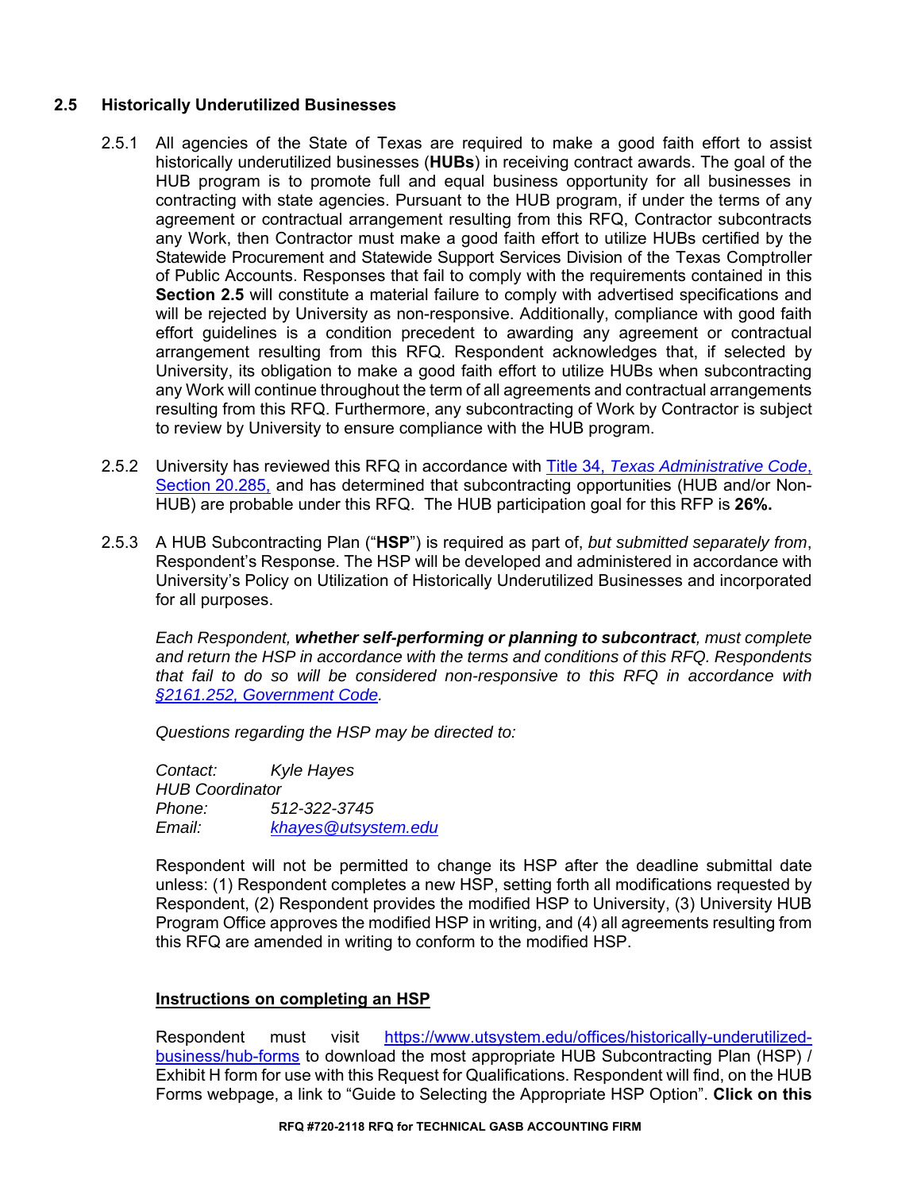## 2.5 Historically Underutilized Businesses

2.5.1 All agencies of the State of Texas are required to make a good faith effort to assist historically underutilized businesses (**HUBs**) in receiving contract awards. The goal of the HUB program is to promote full and equal business opportunity for all businesses in contracting with state agencies. Pursuant to the HUB program, if under the terms of any agreement or contractual arrangement resulting from this RFQ, Contractor subcontracts any Work, then Contractor must make a good faith effort to utilize HUBs certified by the Statewide Procurement and Statewide Support Services Division of the Texas Comptroller of Public Accounts. Responses that fail to comply with the requirements contained in this **Section 2.5** will constitute a material failure to comply with advertised specifications and will be rejected by University as non-responsive. Additionally, compliance with good faith effort guidelines is a condition precedent to awarding any agreement or contractual arrangement resulting from this RFQ. Respondent acknowledges that, if selected by University, its obligation to make a good faith effort to utilize HUBs when subcontracting any Work will continue throughout the term of all agreements and contractual arrangements resulting from this RFQ. Furthermore, any subcontracting of Work by Contractor is subject to review by University to ensure compliance with the HUB program.

2.5.2 University has reviewed this RFQ in accordance with [Title 34, *Texas Administrative Code*, Section 20.285,]() and has determined that subcontracting opportunities (HUB and/or Non-HUB) are probable under this RFQ. The HUB participation goal for this RFP is **26%.**

2.5.3 A HUB Subcontracting Plan ("**HSP**") is required as part of, *but submitted separately from*, Respondent's Response. The HSP will be developed and administered in accordance with University's Policy on Utilization of Historically Underutilized Businesses and incorporated for all purposes.

*Each Respondent, **whether self-performing or planning to subcontract**, must complete and return the HSP in accordance with the terms and conditions of this RFQ. Respondents that fail to do so will be considered non-responsive to this RFQ in accordance with [§2161.252, Government Code]().*

*Questions regarding the HSP may be directed to:*

*Contact: Kyle Hayes*
*HUB Coordinator*
*Phone: 512-322-3745*
*Email: [khayes@utsystem.edu](mailto:khayes@utsystem.edu)*

Respondent will not be permitted to change its HSP after the deadline submittal date unless: (1) Respondent completes a new HSP, setting forth all modifications requested by Respondent, (2) Respondent provides the modified HSP to University, (3) University HUB Program Office approves the modified HSP in writing, and (4) all agreements resulting from this RFQ are amended in writing to conform to the modified HSP.

**<u>Instructions on completing an HSP</u>**

Respondent must visit [https://www.utsystem.edu/offices/historically-underutilized-business/hub-forms](https://www.utsystem.edu/offices/historically-underutilized-business/hub-forms) to download the most appropriate HUB Subcontracting Plan (HSP) / Exhibit H form for use with this Request for Qualifications. Respondent will find, on the HUB Forms webpage, a link to "Guide to Selecting the Appropriate HSP Option". **Click on this**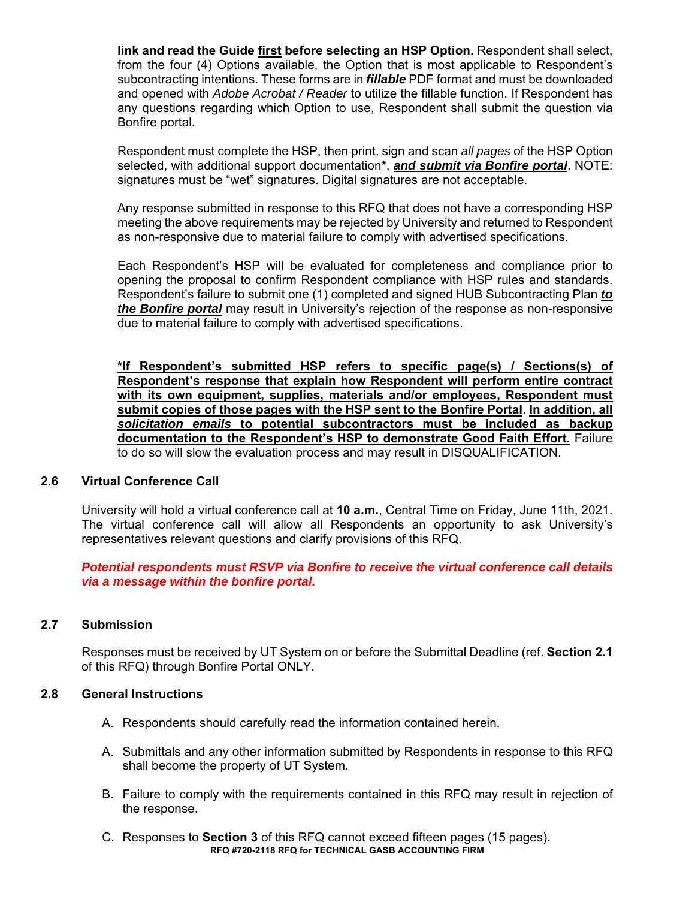**link and read the Guide <u>first</u> before selecting an HSP Option.** Respondent shall select, from the four (4) Options available, the Option that is most applicable to Respondent's subcontracting intentions. These forms are in ***fillable*** PDF format and must be downloaded and opened with *Adobe Acrobat / Reader* to utilize the fillable function. If Respondent has any questions regarding which Option to use, Respondent shall submit the question via Bonfire portal.

Respondent must complete the HSP, then print, sign and scan *all pages* of the HSP Option selected, with additional support documentation**\***, ***<u>and submit via Bonfire portal</u>***. NOTE: signatures must be "wet" signatures. Digital signatures are not acceptable.

Any response submitted in response to this RFQ that does not have a corresponding HSP meeting the above requirements may be rejected by University and returned to Respondent as non-responsive due to material failure to comply with advertised specifications.

Each Respondent's HSP will be evaluated for completeness and compliance prior to opening the proposal to confirm Respondent compliance with HSP rules and standards. Respondent's failure to submit one (1) completed and signed HUB Subcontracting Plan ***<u>to the Bonfire portal</u>*** may result in University's rejection of the response as non-responsive due to material failure to comply with advertised specifications.

**<u>*If Respondent's submitted HSP refers to specific page(s) / Sections(s) of Respondent's response that explain how Respondent will perform entire contract with its own equipment, supplies, materials and/or employees, Respondent must submit copies of those pages with the HSP sent to the Bonfire Portal</u>**. **<u>In addition, all *solicitation emails* to potential subcontractors must be included as backup documentation to the Respondent's HSP to demonstrate Good Faith Effort.</u>** Failure to do so will slow the evaluation process and may result in DISQUALIFICATION.

## 2.6 Virtual Conference Call

University will hold a virtual conference call at **10 a.m.**, Central Time on Friday, June 11th, 2021. The virtual conference call will allow all Respondents an opportunity to ask University's representatives relevant questions and clarify provisions of this RFQ.

***Potential respondents must RSVP via Bonfire to receive the virtual conference call details via a message within the bonfire portal.***

## 2.7 Submission

Responses must be received by UT System on or before the Submittal Deadline (ref. **Section 2.1** of this RFQ) through Bonfire Portal ONLY.

## 2.8 General Instructions

A. Respondents should carefully read the information contained herein.

A. Submittals and any other information submitted by Respondents in response to this RFQ shall become the property of UT System.

B. Failure to comply with the requirements contained in this RFQ may result in rejection of the response.

C. Responses to **Section 3** of this RFQ cannot exceed fifteen pages (15 pages).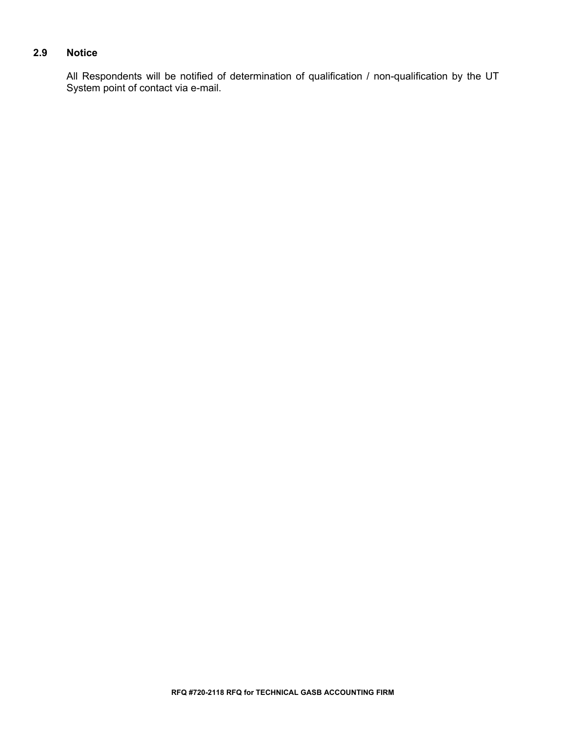### 2.9 Notice

All Respondents will be notified of determination of qualification / non-qualification by the UT System point of contact via e-mail.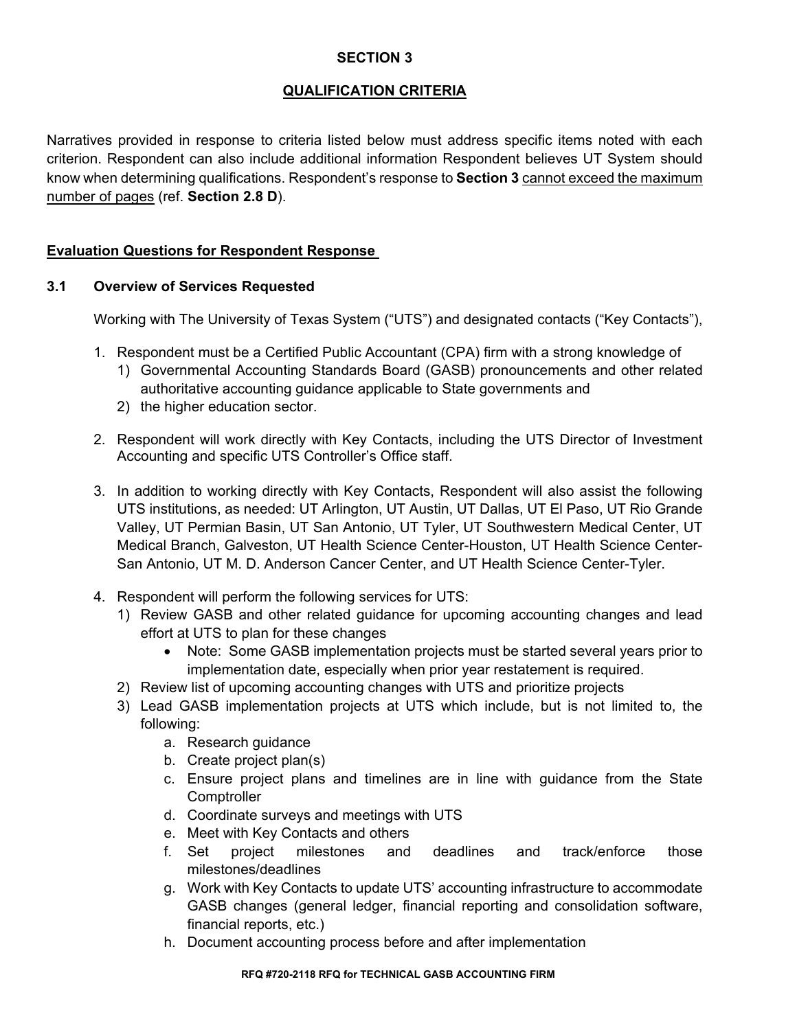# SECTION 3

## QUALIFICATION CRITERIA

Narratives provided in response to criteria listed below must address specific items noted with each criterion. Respondent can also include additional information Respondent believes UT System should know when determining qualifications. Respondent's response to **Section 3** cannot exceed the maximum number of pages (ref. **Section 2.8 D**).

### Evaluation Questions for Respondent Response

### 3.1 Overview of Services Requested

Working with The University of Texas System ("UTS") and designated contacts ("Key Contacts"),

1. Respondent must be a Certified Public Accountant (CPA) firm with a strong knowledge of
   1) Governmental Accounting Standards Board (GASB) pronouncements and other related authoritative accounting guidance applicable to State governments and
   2) the higher education sector.

2. Respondent will work directly with Key Contacts, including the UTS Director of Investment Accounting and specific UTS Controller's Office staff.

3. In addition to working directly with Key Contacts, Respondent will also assist the following UTS institutions, as needed: UT Arlington, UT Austin, UT Dallas, UT El Paso, UT Rio Grande Valley, UT Permian Basin, UT San Antonio, UT Tyler, UT Southwestern Medical Center, UT Medical Branch, Galveston, UT Health Science Center-Houston, UT Health Science Center-San Antonio, UT M. D. Anderson Cancer Center, and UT Health Science Center-Tyler.

4. Respondent will perform the following services for UTS:
   1) Review GASB and other related guidance for upcoming accounting changes and lead effort at UTS to plan for these changes
      - Note: Some GASB implementation projects must be started several years prior to implementation date, especially when prior year restatement is required.
   2) Review list of upcoming accounting changes with UTS and prioritize projects
   3) Lead GASB implementation projects at UTS which include, but is not limited to, the following:
      a. Research guidance
      b. Create project plan(s)
      c. Ensure project plans and timelines are in line with guidance from the State Comptroller
      d. Coordinate surveys and meetings with UTS
      e. Meet with Key Contacts and others
      f. Set project milestones and deadlines and track/enforce those milestones/deadlines
      g. Work with Key Contacts to update UTS' accounting infrastructure to accommodate GASB changes (general ledger, financial reporting and consolidation software, financial reports, etc.)
      h. Document accounting process before and after implementation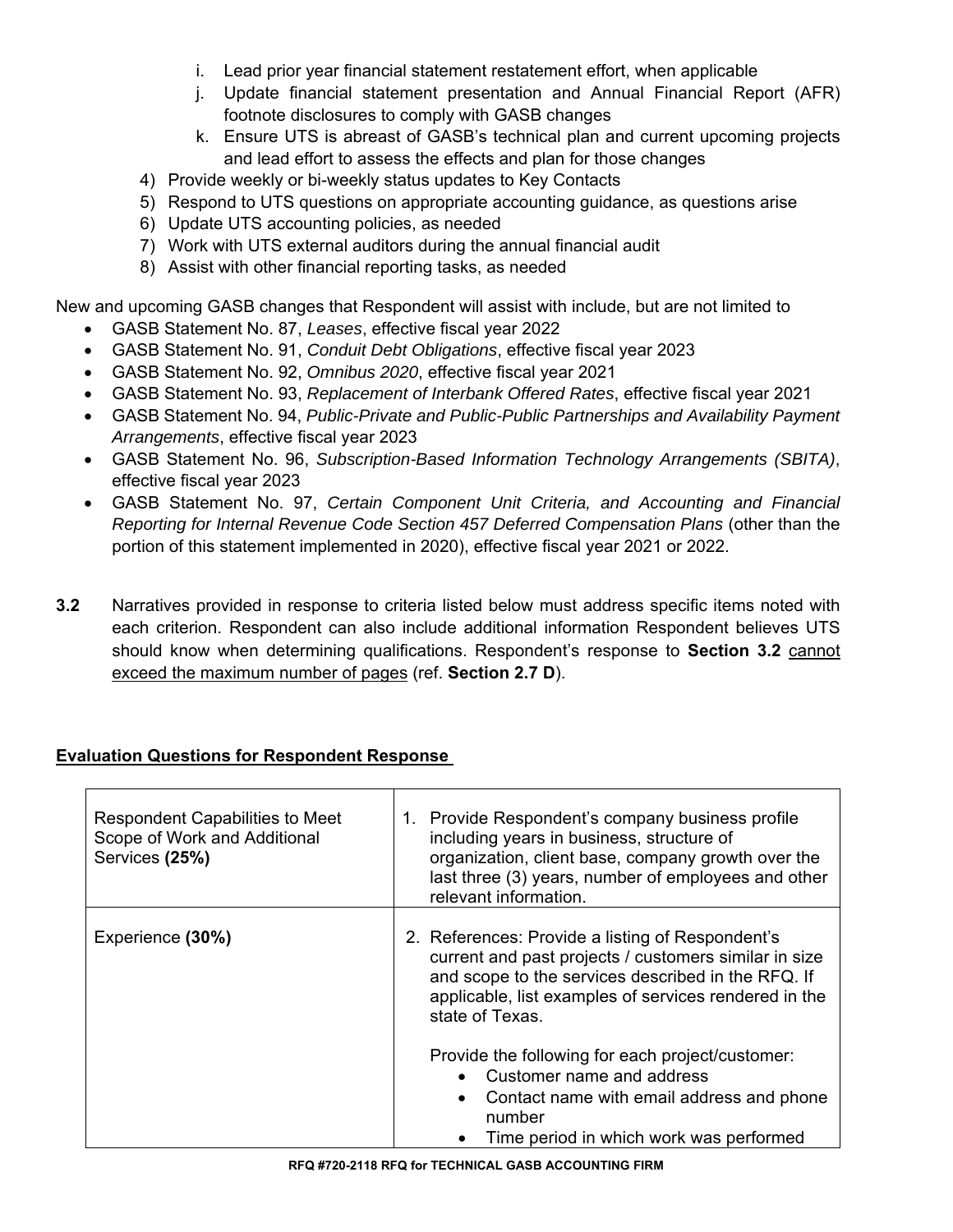i. Lead prior year financial statement restatement effort, when applicable
j. Update financial statement presentation and Annual Financial Report (AFR) footnote disclosures to comply with GASB changes
k. Ensure UTS is abreast of GASB's technical plan and current upcoming projects and lead effort to assess the effects and plan for those changes

4) Provide weekly or bi-weekly status updates to Key Contacts
5) Respond to UTS questions on appropriate accounting guidance, as questions arise
6) Update UTS accounting policies, as needed
7) Work with UTS external auditors during the annual financial audit
8) Assist with other financial reporting tasks, as needed

New and upcoming GASB changes that Respondent will assist with include, but are not limited to

- GASB Statement No. 87, *Leases*, effective fiscal year 2022
- GASB Statement No. 91, *Conduit Debt Obligations*, effective fiscal year 2023
- GASB Statement No. 92, *Omnibus 2020*, effective fiscal year 2021
- GASB Statement No. 93, *Replacement of Interbank Offered Rates*, effective fiscal year 2021
- GASB Statement No. 94, *Public-Private and Public-Public Partnerships and Availability Payment Arrangements*, effective fiscal year 2023
- GASB Statement No. 96, *Subscription-Based Information Technology Arrangements (SBITA)*, effective fiscal year 2023
- GASB Statement No. 97, *Certain Component Unit Criteria, and Accounting and Financial Reporting for Internal Revenue Code Section 457 Deferred Compensation Plans* (other than the portion of this statement implemented in 2020), effective fiscal year 2021 or 2022.

**3.2** Narratives provided in response to criteria listed below must address specific items noted with each criterion. Respondent can also include additional information Respondent believes UTS should know when determining qualifications. Respondent's response to **Section 3.2** cannot exceed the maximum number of pages (ref. **Section 2.7 D**).

**Evaluation Questions for Respondent Response**

| | |
|---|---|
| Respondent Capabilities to Meet Scope of Work and Additional Services **(25%)** | 1. Provide Respondent's company business profile including years in business, structure of organization, client base, company growth over the last three (3) years, number of employees and other relevant information. |
| Experience **(30%)** | 2. References: Provide a listing of Respondent's current and past projects / customers similar in size and scope to the services described in the RFQ. If applicable, list examples of services rendered in the state of Texas.<br><br>Provide the following for each project/customer:<br>• Customer name and address<br>• Contact name with email address and phone number<br>• Time period in which work was performed |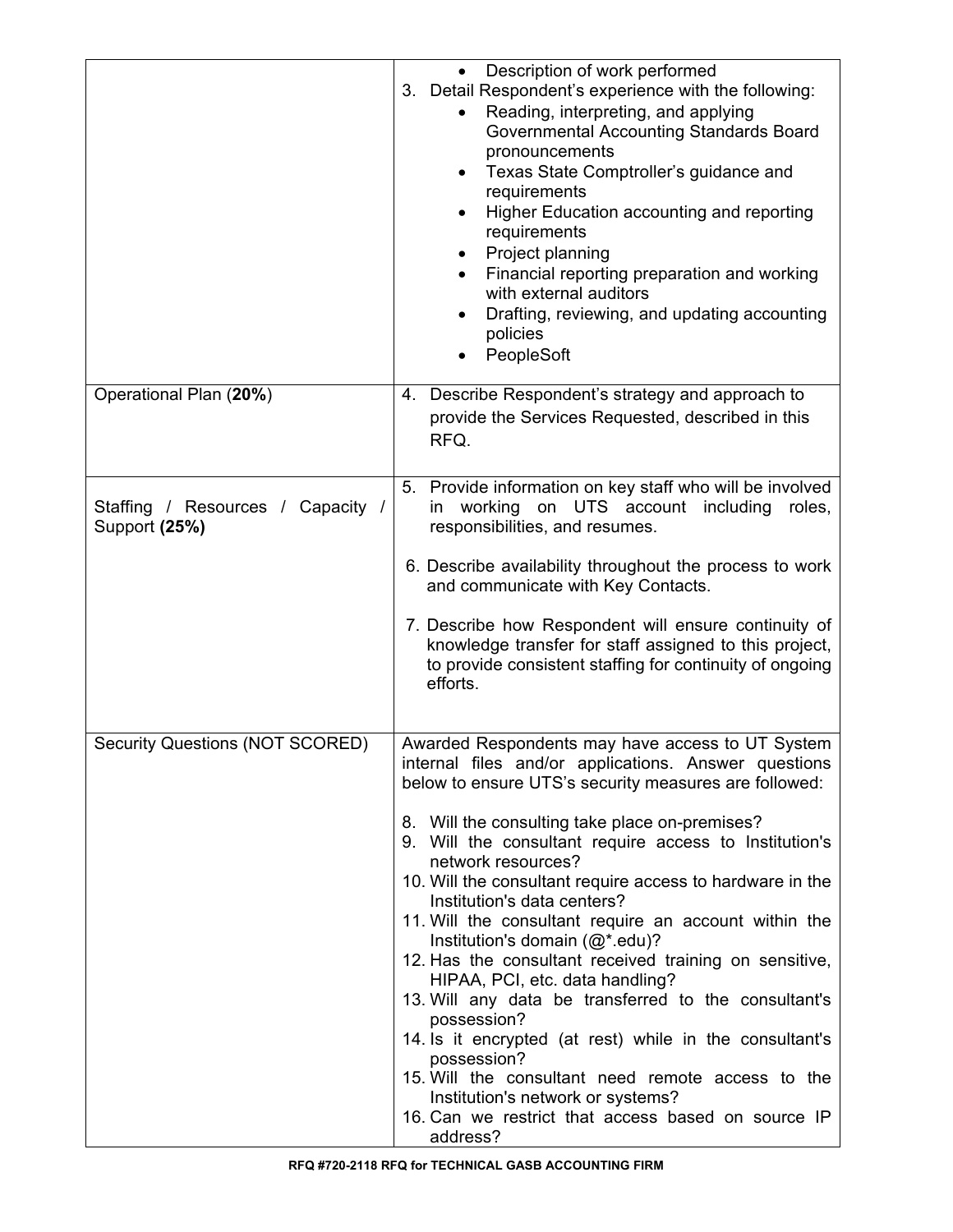| | |
|---|---|
| | • Description of work performed<br>3. Detail Respondent's experience with the following:<br>• Reading, interpreting, and applying Governmental Accounting Standards Board pronouncements<br>• Texas State Comptroller's guidance and requirements<br>• Higher Education accounting and reporting requirements<br>• Project planning<br>• Financial reporting preparation and working with external auditors<br>• Drafting, reviewing, and updating accounting policies<br>• PeopleSoft |
| Operational Plan (**20%**) | 4. Describe Respondent's strategy and approach to provide the Services Requested, described in this RFQ. |
| Staffing / Resources / Capacity / Support **(25%)** | 5. Provide information on key staff who will be involved in working on UTS account including roles, responsibilities, and resumes.<br><br>6. Describe availability throughout the process to work and communicate with Key Contacts.<br><br>7. Describe how Respondent will ensure continuity of knowledge transfer for staff assigned to this project, to provide consistent staffing for continuity of ongoing efforts. |
| Security Questions (NOT SCORED) | Awarded Respondents may have access to UT System internal files and/or applications. Answer questions below to ensure UTS's security measures are followed:<br><br>8. Will the consulting take place on-premises?<br>9. Will the consultant require access to Institution's network resources?<br>10. Will the consultant require access to hardware in the Institution's data centers?<br>11. Will the consultant require an account within the Institution's domain (@*.edu)?<br>12. Has the consultant received training on sensitive, HIPAA, PCI, etc. data handling?<br>13. Will any data be transferred to the consultant's possession?<br>14. Is it encrypted (at rest) while in the consultant's possession?<br>15. Will the consultant need remote access to the Institution's network or systems?<br>16. Can we restrict that access based on source IP address? |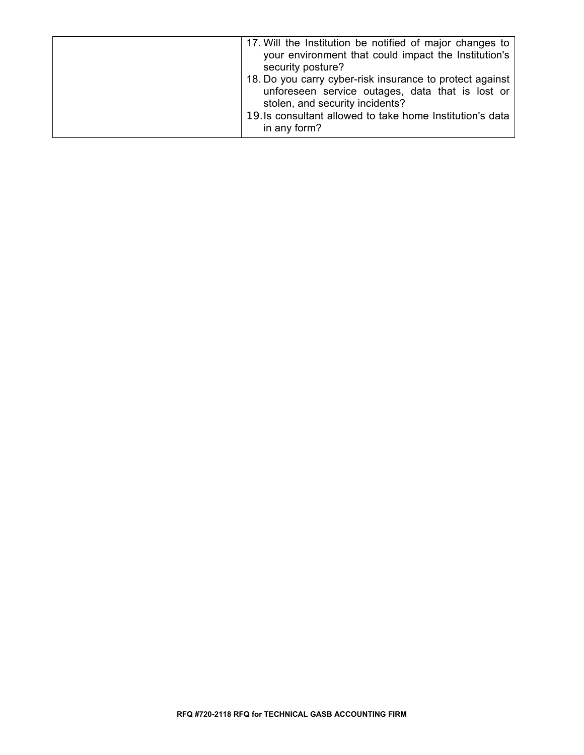| | |
|---|---|
| | 17. Will the Institution be notified of major changes to your environment that could impact the Institution's security posture?<br>18. Do you carry cyber-risk insurance to protect against unforeseen service outages, data that is lost or stolen, and security incidents?<br>19. Is consultant allowed to take home Institution's data in any form? |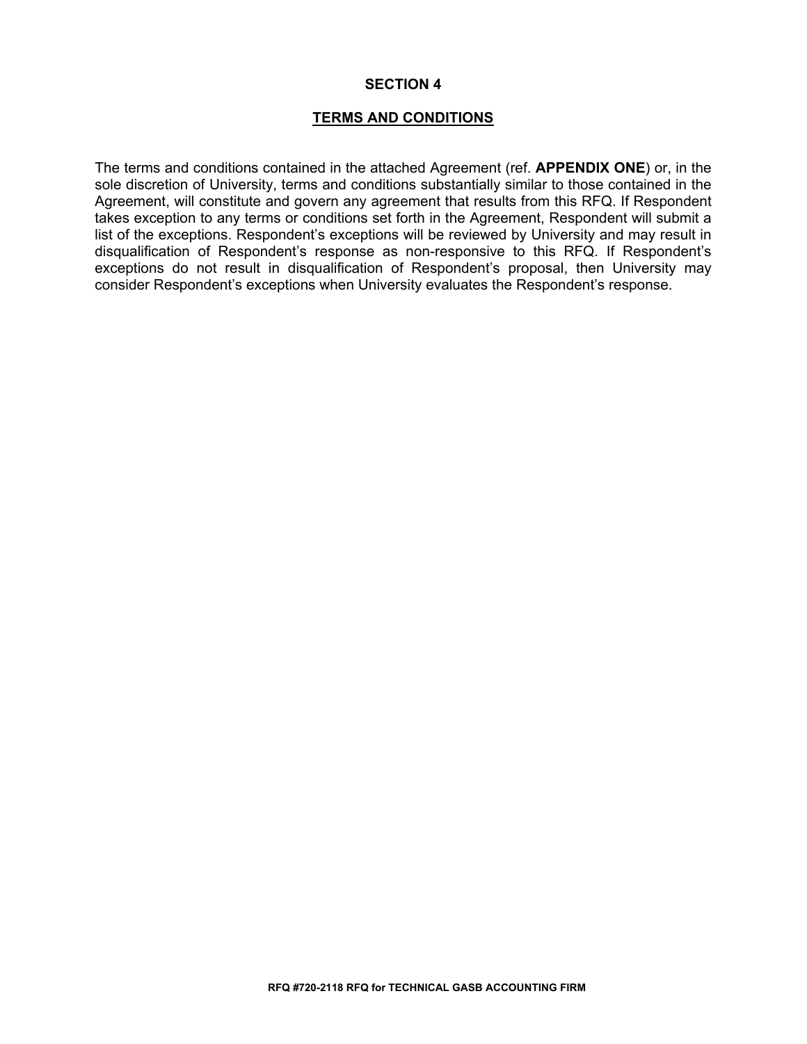## SECTION 4

## TERMS AND CONDITIONS

The terms and conditions contained in the attached Agreement (ref. **APPENDIX ONE**) or, in the sole discretion of University, terms and conditions substantially similar to those contained in the Agreement, will constitute and govern any agreement that results from this RFQ. If Respondent takes exception to any terms or conditions set forth in the Agreement, Respondent will submit a list of the exceptions. Respondent's exceptions will be reviewed by University and may result in disqualification of Respondent's response as non-responsive to this RFQ. If Respondent's exceptions do not result in disqualification of Respondent's proposal, then University may consider Respondent's exceptions when University evaluates the Respondent's response.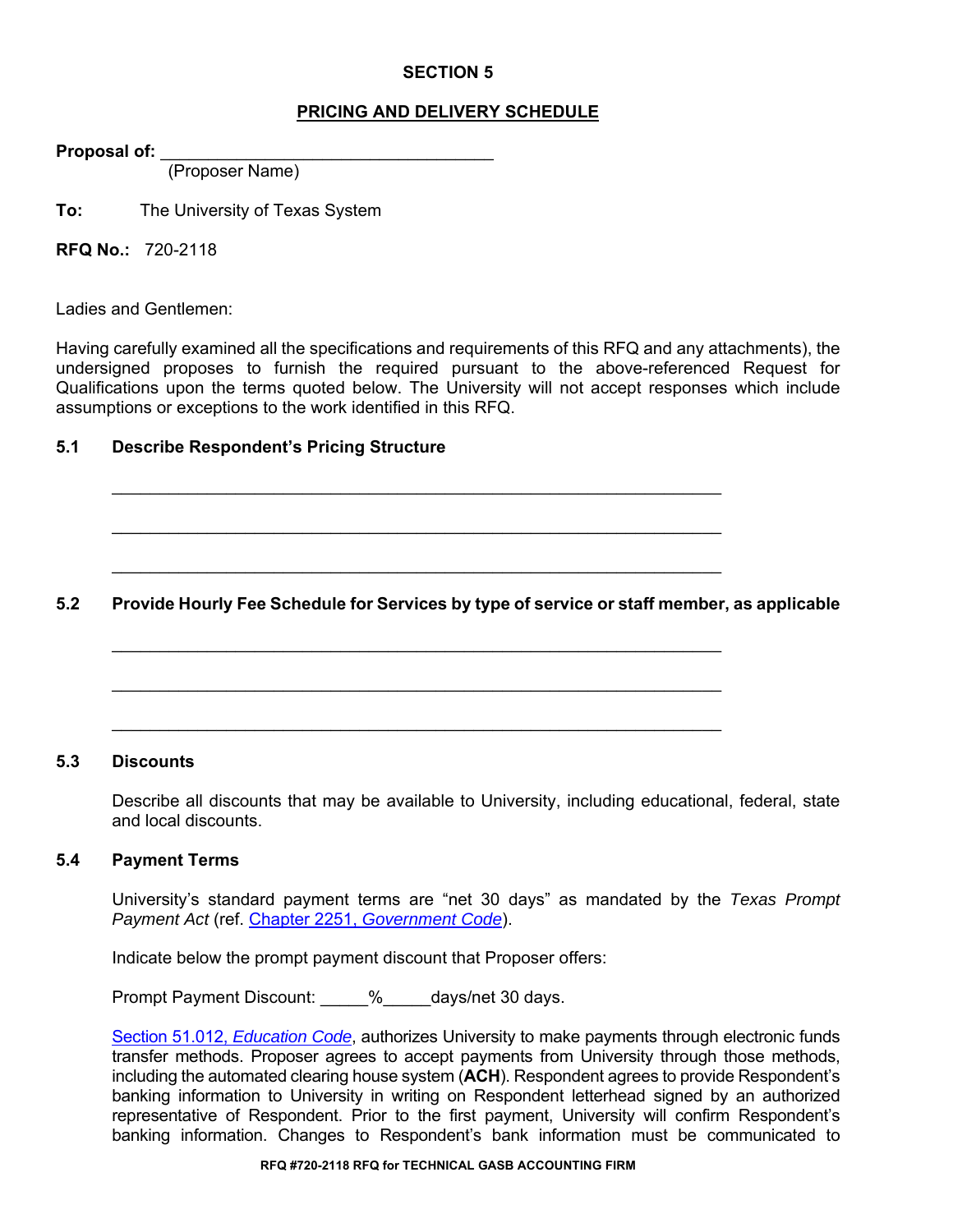**SECTION 5**

**PRICING AND DELIVERY SCHEDULE**

**Proposal of:** ___________________________________
(Proposer Name)

**To:** The University of Texas System

**RFQ No.:** 720-2118

Ladies and Gentlemen:

Having carefully examined all the specifications and requirements of this RFQ and any attachments), the undersigned proposes to furnish the required pursuant to the above-referenced Request for Qualifications upon the terms quoted below. The University will not accept responses which include assumptions or exceptions to the work identified in this RFQ.

**5.1 Describe Respondent's Pricing Structure**

_________________________________________________________________

_________________________________________________________________

_________________________________________________________________

**5.2 Provide Hourly Fee Schedule for Services by type of service or staff member, as applicable**

_________________________________________________________________

_________________________________________________________________

_________________________________________________________________

**5.3 Discounts**

Describe all discounts that may be available to University, including educational, federal, state and local discounts.

**5.4 Payment Terms**

University's standard payment terms are "net 30 days" as mandated by the *Texas Prompt Payment Act* (ref. Chapter 2251, *Government Code*).

Indicate below the prompt payment discount that Proposer offers:

Prompt Payment Discount: _____%_____days/net 30 days.

Section 51.012, *Education Code*, authorizes University to make payments through electronic funds transfer methods. Proposer agrees to accept payments from University through those methods, including the automated clearing house system (**ACH**). Respondent agrees to provide Respondent's banking information to University in writing on Respondent letterhead signed by an authorized representative of Respondent. Prior to the first payment, University will confirm Respondent's banking information. Changes to Respondent's bank information must be communicated to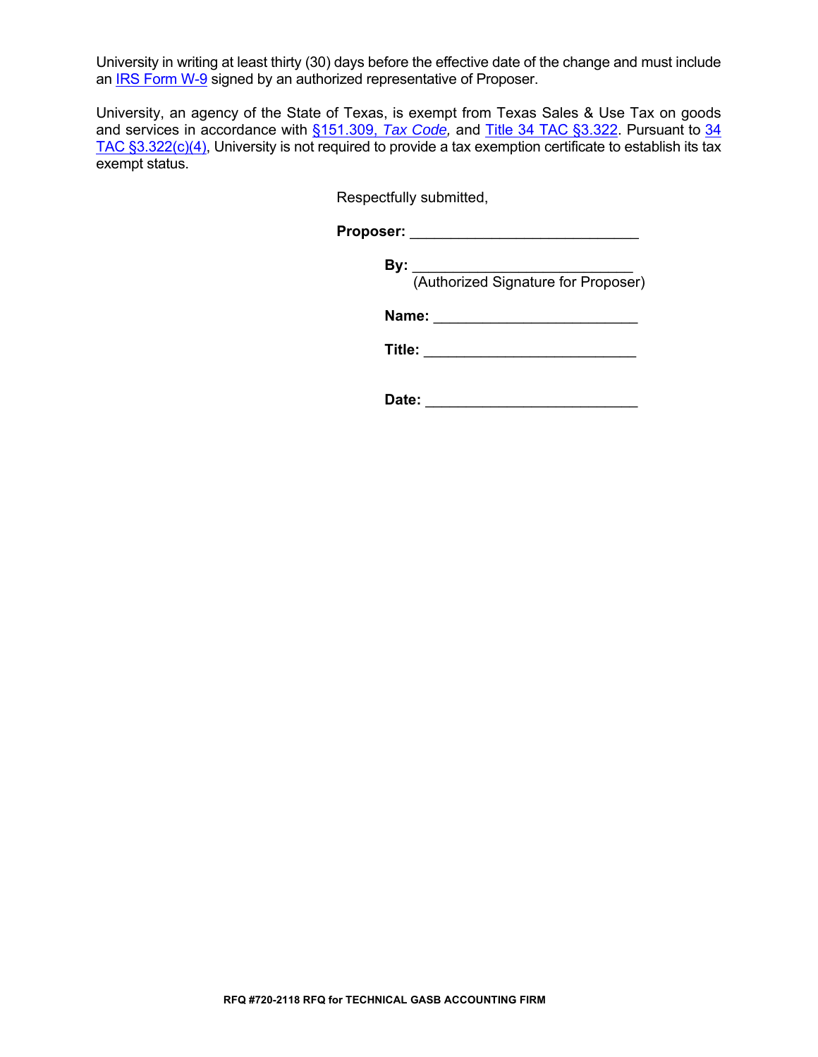University in writing at least thirty (30) days before the effective date of the change and must include an IRS Form W-9 signed by an authorized representative of Proposer.

University, an agency of the State of Texas, is exempt from Texas Sales & Use Tax on goods and services in accordance with §151.309, *Tax Code*, and Title 34 TAC §3.322. Pursuant to 34 TAC §3.322(c)(4), University is not required to provide a tax exemption certificate to establish its tax exempt status.

Respectfully submitted,

**Proposer:** ____________________________

**By:** ___________________________
(Authorized Signature for Proposer)

**Name:** _________________________

**Title:** __________________________

**Date:** __________________________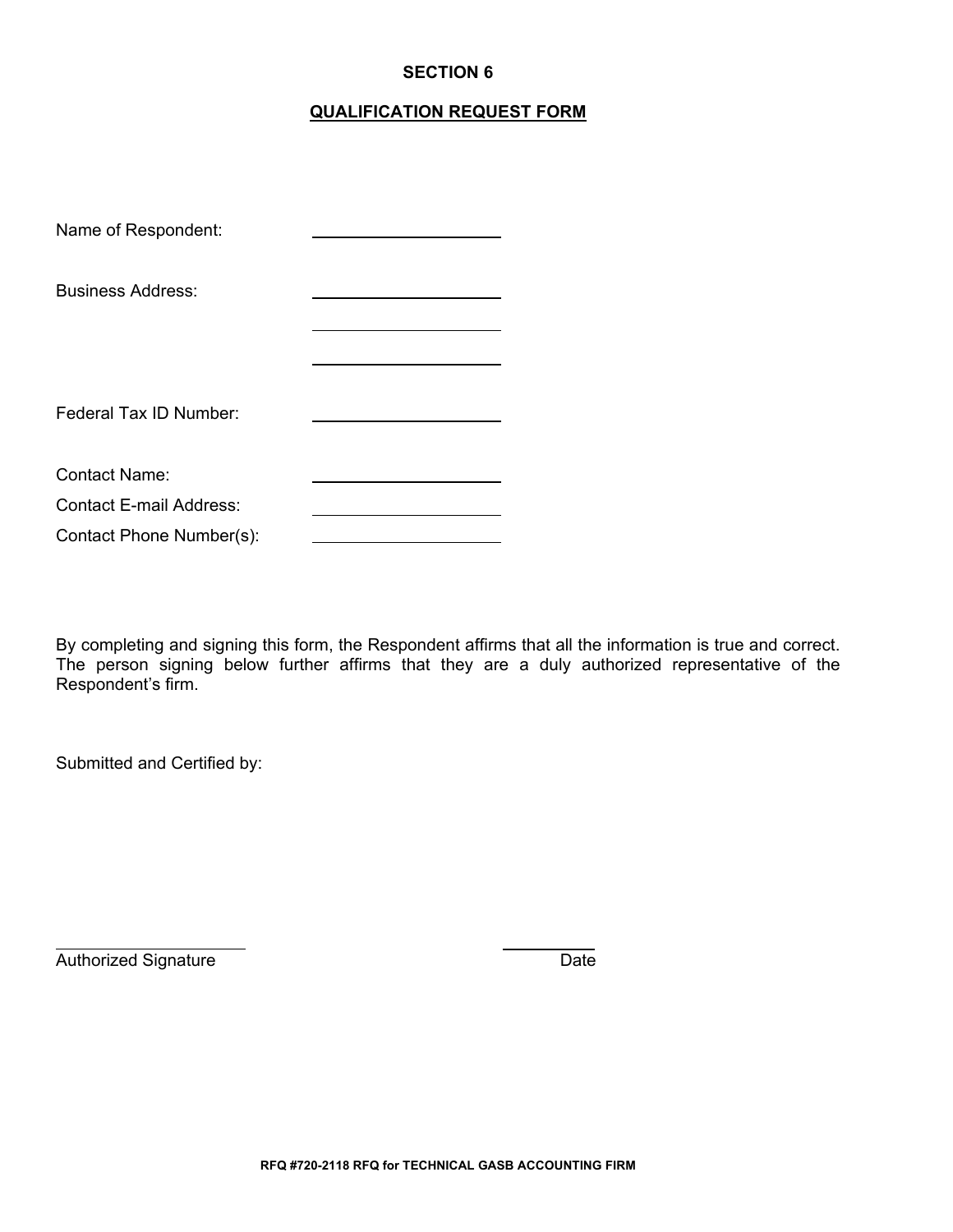## SECTION 6

## QUALIFICATION REQUEST FORM

Name of Respondent: ______________________

Business Address: ______________________

______________________

______________________

Federal Tax ID Number: ______________________

Contact Name: ______________________

Contact E-mail Address: ______________________

Contact Phone Number(s): ______________________

By completing and signing this form, the Respondent affirms that all the information is true and correct. The person signing below further affirms that they are a duly authorized representative of the Respondent's firm.

Submitted and Certified by:

______________________ ____________

Authorized Signature Date

**RFQ #720-2118 RFQ for TECHNICAL GASB ACCOUNTING FIRM**